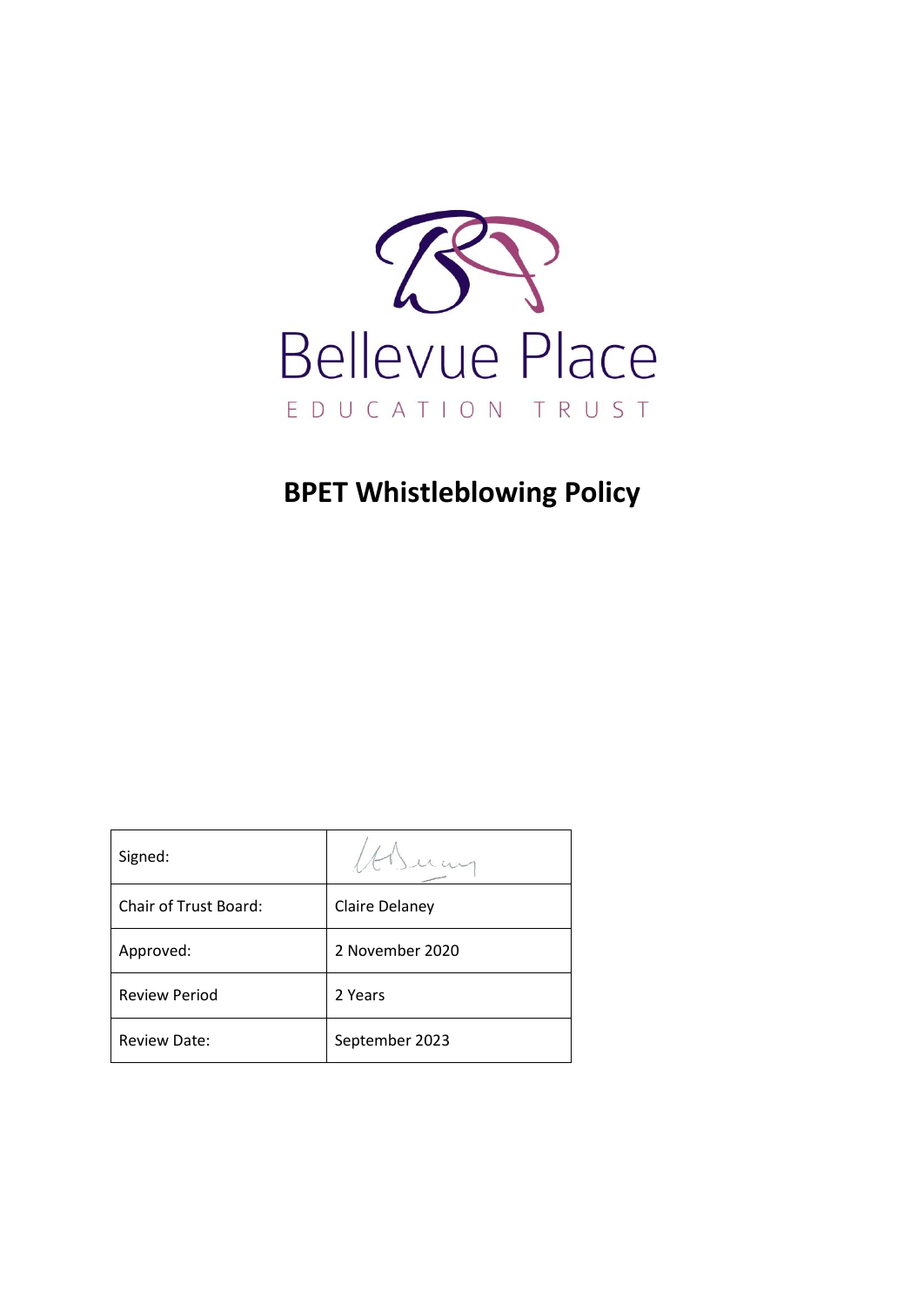Bellevue Place

EDUCATION TRUST

# BPET Whistleblowing Policy

| Signed: | |
|---|---|
| Chair of Trust Board: | Claire Delaney |
| Approved: | 2 November 2020 |
| Review Period | 2 Years |
| Review Date: | September 2023 |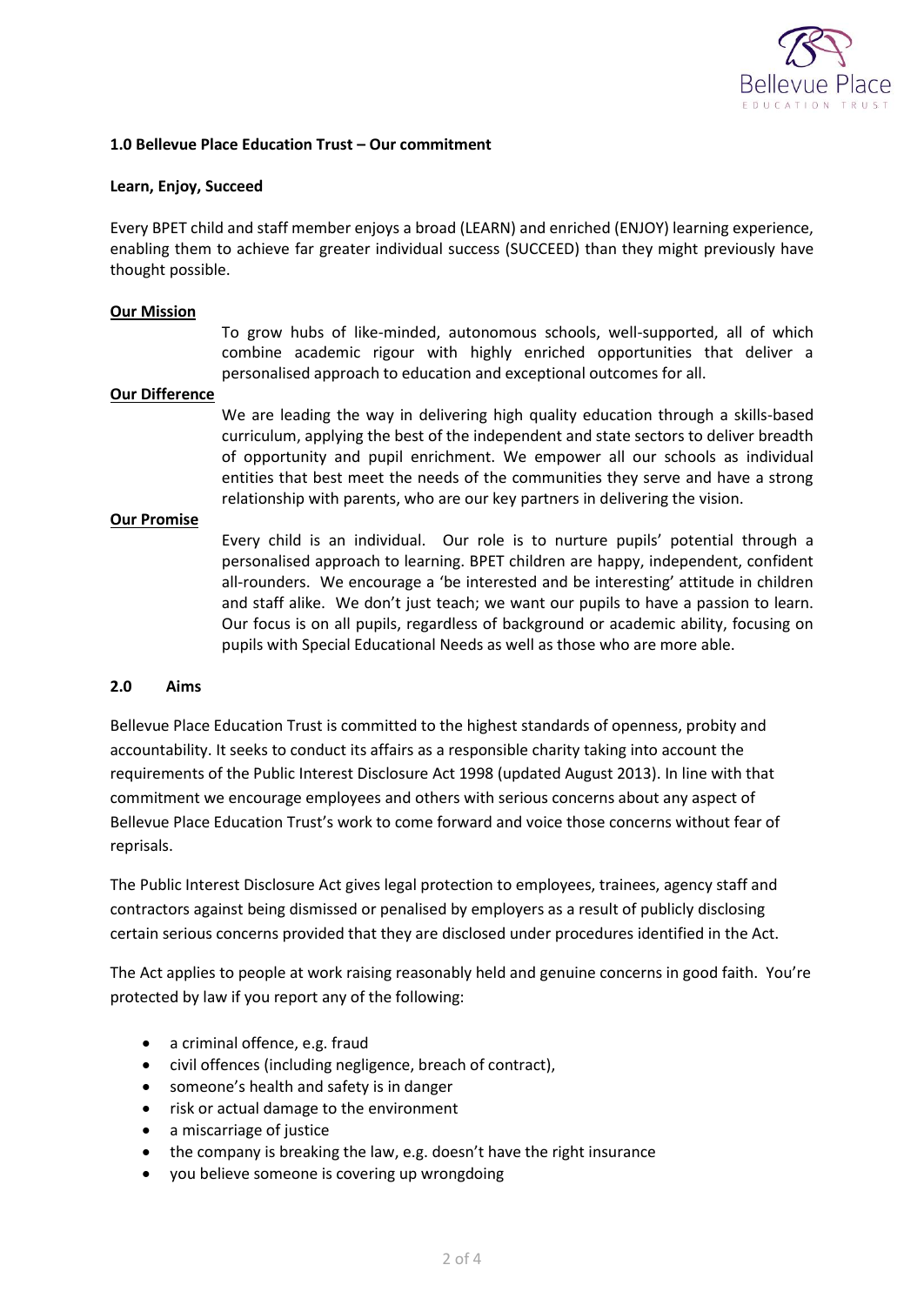## 1.0 Bellevue Place Education Trust – Our commitment

**Learn, Enjoy, Succeed**

Every BPET child and staff member enjoys a broad (LEARN) and enriched (ENJOY) learning experience, enabling them to achieve far greater individual success (SUCCEED) than they might previously have thought possible.

**Our Mission**

To grow hubs of like-minded, autonomous schools, well-supported, all of which combine academic rigour with highly enriched opportunities that deliver a personalised approach to education and exceptional outcomes for all.

**Our Difference**

We are leading the way in delivering high quality education through a skills-based curriculum, applying the best of the independent and state sectors to deliver breadth of opportunity and pupil enrichment. We empower all our schools as individual entities that best meet the needs of the communities they serve and have a strong relationship with parents, who are our key partners in delivering the vision.

**Our Promise**

Every child is an individual. Our role is to nurture pupils' potential through a personalised approach to learning. BPET children are happy, independent, confident all-rounders. We encourage a 'be interested and be interesting' attitude in children and staff alike. We don't just teach; we want our pupils to have a passion to learn. Our focus is on all pupils, regardless of background or academic ability, focusing on pupils with Special Educational Needs as well as those who are more able.

## 2.0 Aims

Bellevue Place Education Trust is committed to the highest standards of openness, probity and accountability. It seeks to conduct its affairs as a responsible charity taking into account the requirements of the Public Interest Disclosure Act 1998 (updated August 2013). In line with that commitment we encourage employees and others with serious concerns about any aspect of Bellevue Place Education Trust's work to come forward and voice those concerns without fear of reprisals.

The Public Interest Disclosure Act gives legal protection to employees, trainees, agency staff and contractors against being dismissed or penalised by employers as a result of publicly disclosing certain serious concerns provided that they are disclosed under procedures identified in the Act.

The Act applies to people at work raising reasonably held and genuine concerns in good faith. You're protected by law if you report any of the following:

- a criminal offence, e.g. fraud
- civil offences (including negligence, breach of contract),
- someone's health and safety is in danger
- risk or actual damage to the environment
- a miscarriage of justice
- the company is breaking the law, e.g. doesn't have the right insurance
- you believe someone is covering up wrongdoing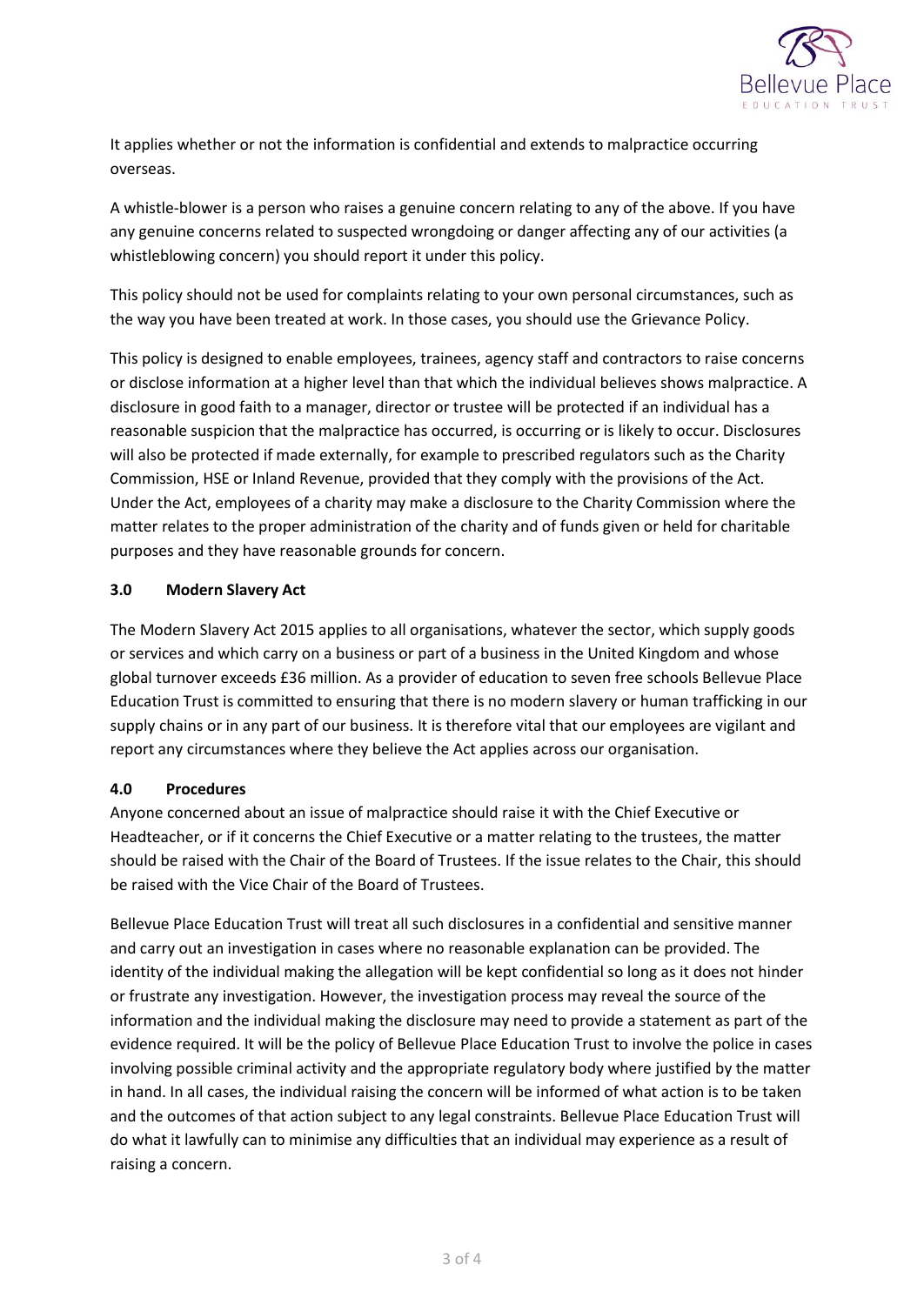It applies whether or not the information is confidential and extends to malpractice occurring overseas.

A whistle-blower is a person who raises a genuine concern relating to any of the above. If you have any genuine concerns related to suspected wrongdoing or danger affecting any of our activities (a whistleblowing concern) you should report it under this policy.

This policy should not be used for complaints relating to your own personal circumstances, such as the way you have been treated at work. In those cases, you should use the Grievance Policy.

This policy is designed to enable employees, trainees, agency staff and contractors to raise concerns or disclose information at a higher level than that which the individual believes shows malpractice. A disclosure in good faith to a manager, director or trustee will be protected if an individual has a reasonable suspicion that the malpractice has occurred, is occurring or is likely to occur. Disclosures will also be protected if made externally, for example to prescribed regulators such as the Charity Commission, HSE or Inland Revenue, provided that they comply with the provisions of the Act. Under the Act, employees of a charity may make a disclosure to the Charity Commission where the matter relates to the proper administration of the charity and of funds given or held for charitable purposes and they have reasonable grounds for concern.

## 3.0 Modern Slavery Act

The Modern Slavery Act 2015 applies to all organisations, whatever the sector, which supply goods or services and which carry on a business or part of a business in the United Kingdom and whose global turnover exceeds £36 million. As a provider of education to seven free schools Bellevue Place Education Trust is committed to ensuring that there is no modern slavery or human trafficking in our supply chains or in any part of our business. It is therefore vital that our employees are vigilant and report any circumstances where they believe the Act applies across our organisation.

## 4.0 Procedures

Anyone concerned about an issue of malpractice should raise it with the Chief Executive or Headteacher, or if it concerns the Chief Executive or a matter relating to the trustees, the matter should be raised with the Chair of the Board of Trustees. If the issue relates to the Chair, this should be raised with the Vice Chair of the Board of Trustees.

Bellevue Place Education Trust will treat all such disclosures in a confidential and sensitive manner and carry out an investigation in cases where no reasonable explanation can be provided. The identity of the individual making the allegation will be kept confidential so long as it does not hinder or frustrate any investigation. However, the investigation process may reveal the source of the information and the individual making the disclosure may need to provide a statement as part of the evidence required. It will be the policy of Bellevue Place Education Trust to involve the police in cases involving possible criminal activity and the appropriate regulatory body where justified by the matter in hand. In all cases, the individual raising the concern will be informed of what action is to be taken and the outcomes of that action subject to any legal constraints. Bellevue Place Education Trust will do what it lawfully can to minimise any difficulties that an individual may experience as a result of raising a concern.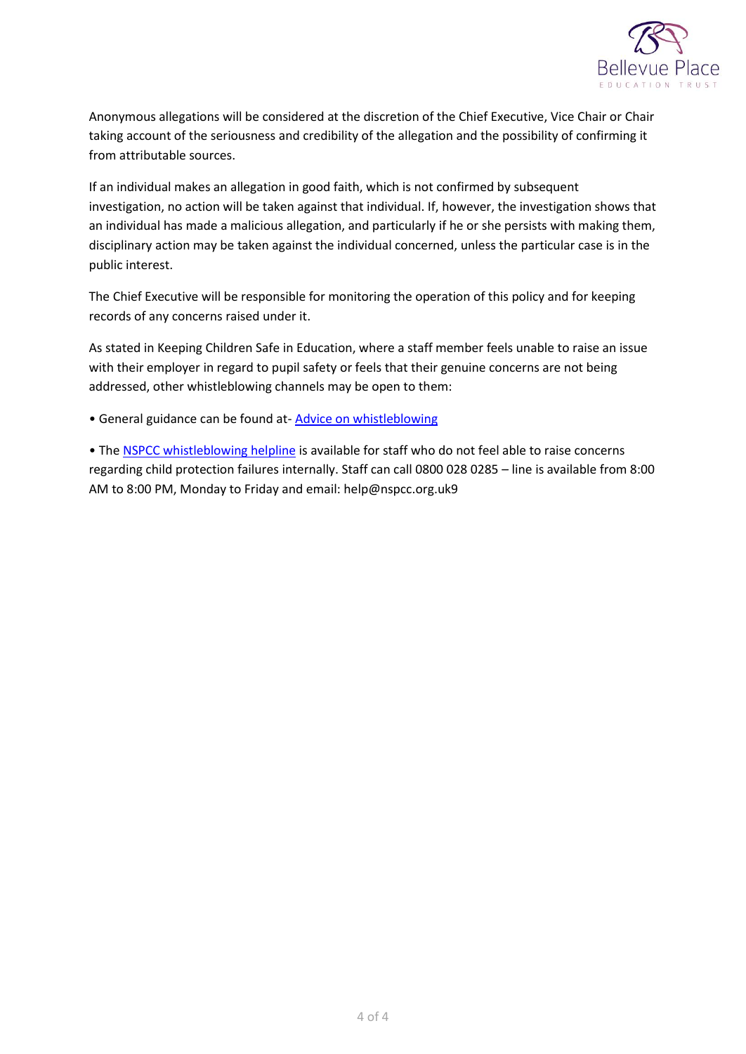Anonymous allegations will be considered at the discretion of the Chief Executive, Vice Chair or Chair taking account of the seriousness and credibility of the allegation and the possibility of confirming it from attributable sources.

If an individual makes an allegation in good faith, which is not confirmed by subsequent investigation, no action will be taken against that individual. If, however, the investigation shows that an individual has made a malicious allegation, and particularly if he or she persists with making them, disciplinary action may be taken against the individual concerned, unless the particular case is in the public interest.

The Chief Executive will be responsible for monitoring the operation of this policy and for keeping records of any concerns raised under it.

As stated in Keeping Children Safe in Education, where a staff member feels unable to raise an issue with their employer in regard to pupil safety or feels that their genuine concerns are not being addressed, other whistleblowing channels may be open to them:

• General guidance can be found at- Advice on whistleblowing

• The NSPCC whistleblowing helpline is available for staff who do not feel able to raise concerns regarding child protection failures internally. Staff can call 0800 028 0285 – line is available from 8:00 AM to 8:00 PM, Monday to Friday and email: help@nspcc.org.uk9